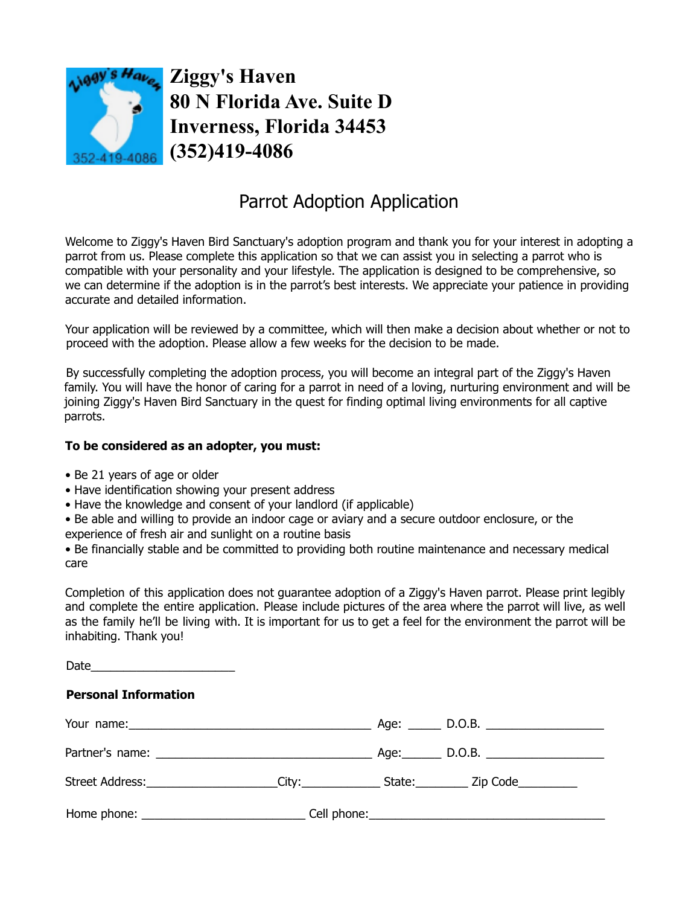# Ziggy's Haven
# 80 N Florida Ave. Suite D
# Inverness, Florida 34453
# (352)419-4086

## Parrot Adoption Application

Welcome to Ziggy's Haven Bird Sanctuary's adoption program and thank you for your interest in adopting a parrot from us. Please complete this application so that we can assist you in selecting a parrot who is compatible with your personality and your lifestyle. The application is designed to be comprehensive, so we can determine if the adoption is in the parrot's best interests. We appreciate your patience in providing accurate and detailed information.

Your application will be reviewed by a committee, which will then make a decision about whether or not to proceed with the adoption. Please allow a few weeks for the decision to be made.

By successfully completing the adoption process, you will become an integral part of the Ziggy's Haven family. You will have the honor of caring for a parrot in need of a loving, nurturing environment and will be joining Ziggy's Haven Bird Sanctuary in the quest for finding optimal living environments for all captive parrots.

**To be considered as an adopter, you must:**

- Be 21 years of age or older
- Have identification showing your present address
- Have the knowledge and consent of your landlord (if applicable)
- Be able and willing to provide an indoor cage or aviary and a secure outdoor enclosure, or the experience of fresh air and sunlight on a routine basis
- Be financially stable and be committed to providing both routine maintenance and necessary medical care

Completion of this application does not guarantee adoption of a Ziggy's Haven parrot. Please print legibly and complete the entire application. Please include pictures of the area where the parrot will live, as well as the family he'll be living with. It is important for us to get a feel for the environment the parrot will be inhabiting. Thank you!

Date______________________

**Personal Information**

Your name:_____________________________________ Age: _____ D.O.B. __________________

Partner's name: _________________________________ Age:______ D.O.B. __________________

Street Address:____________________City:____________ State:________ Zip Code_________

Home phone: ________________________ Cell phone:____________________________________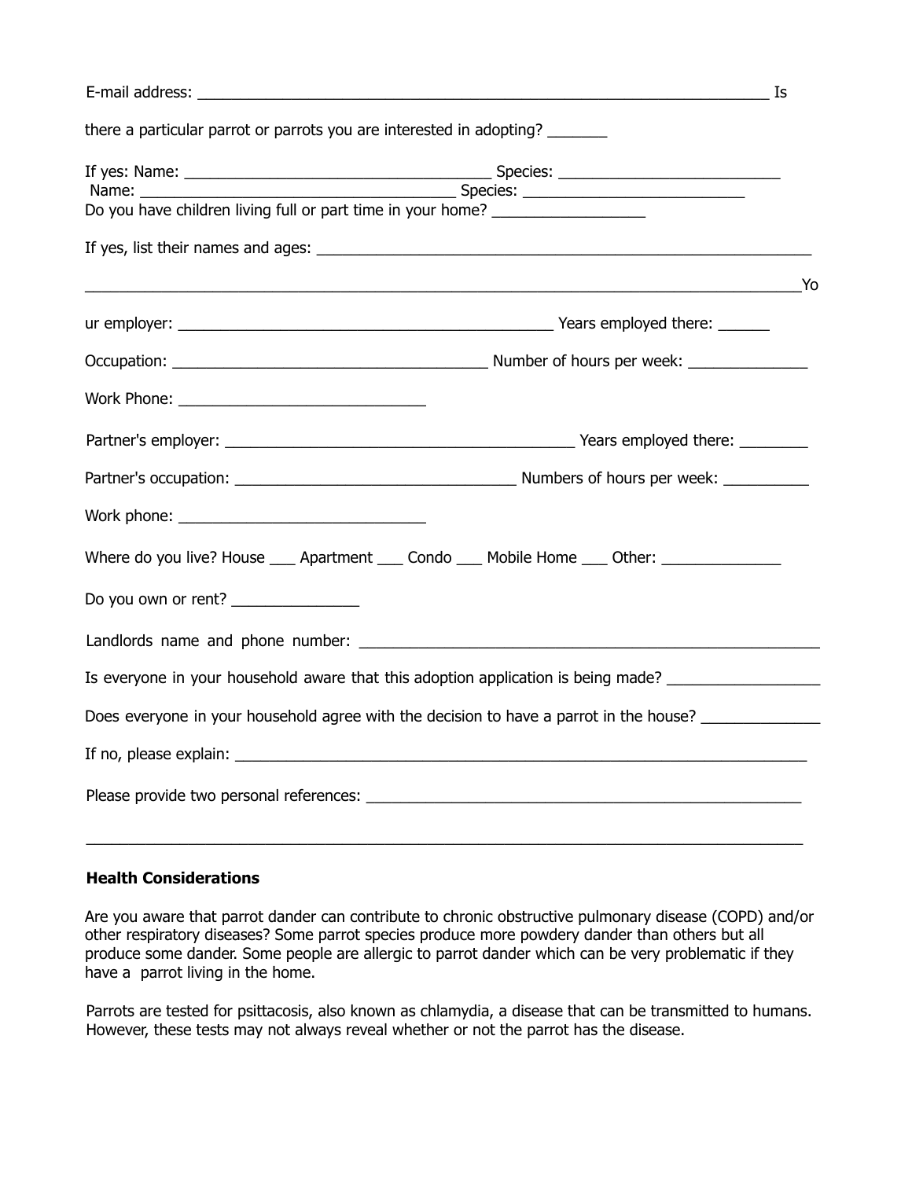E-mail address: ______________________________________________________________ Is

there a particular parrot or parrots you are interested in adopting? _______

If yes: Name: _________________________________ Species: _________________________
Name: _________________________________ Species: _________________________
Do you have children living full or part time in your home? _________________

If yes, list their names and ages: ______________________________________________________

____________________________________________________________________________Yo

ur employer: ________________________________________ Years employed there: ______

Occupation: __________________________________ Number of hours per week: _____________

Work Phone: ___________________________

Partner's employer: ____________________________________ Years employed there: ________

Partner's occupation: ______________________________ Numbers of hours per week: __________

Work phone: ___________________________

Where do you live? House ___ Apartment ___ Condo ___ Mobile Home ___ Other: _____________

Do you own or rent? ______________

Landlords name and phone number: _________________________________________________

Is everyone in your household aware that this adoption application is being made? _________________

Does everyone in your household agree with the decision to have a parrot in the house? _____________

If no, please explain: ______________________________________________________________

Please provide two personal references: ____________________________________________

______________________________________________________________________________

**Health Considerations**

Are you aware that parrot dander can contribute to chronic obstructive pulmonary disease (COPD) and/or other respiratory diseases? Some parrot species produce more powdery dander than others but all produce some dander. Some people are allergic to parrot dander which can be very problematic if they have a parrot living in the home.

Parrots are tested for psittacosis, also known as chlamydia, a disease that can be transmitted to humans. However, these tests may not always reveal whether or not the parrot has the disease.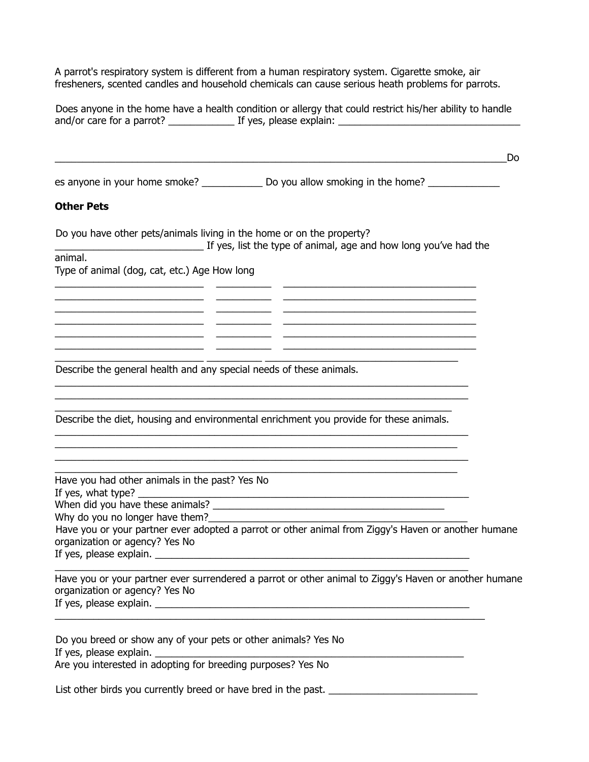A parrot's respiratory system is different from a human respiratory system. Cigarette smoke, air fresheners, scented candles and household chemicals can cause serious heath problems for parrots.

Does anyone in the home have a health condition or allergy that could restrict his/her ability to handle and/or care for a parrot? ____________ If yes, please explain: __________________________________

_________________________________________________________________________________Do

es anyone in your home smoke? ___________ Do you allow smoking in the home? _____________

**Other Pets**

Do you have other pets/animals living in the home or on the property?
___________________________ If yes, list the type of animal, age and how long you've had the animal.

Type of animal (dog, cat, etc.) Age How long

| Type of animal (dog, cat, etc.) | Age | How long |
|---|---|---|
| | | |
| | | |
| | | |
| | | |
| | | |
| | | |
| | | |

Describe the general health and any special needs of these animals.

___________________________________________________________________________
___________________________________________________________________________
___________________________________________________________________________

Describe the diet, housing and environmental enrichment you provide for these animals.

___________________________________________________________________________
___________________________________________________________________________
___________________________________________________________________________
___________________________________________________________________________

Have you had other animals in the past? Yes No
If yes, what type? ____________________________________________________________
When did you have these animals? ___________________________________________
Why do you no longer have them?______________________________________________
Have you or your partner ever adopted a parrot or other animal from Ziggy's Haven or another humane organization or agency? Yes No
If yes, please explain. _________________________________________________________
___________________________________________________________________________

Have you or your partner ever surrendered a parrot or other animal to Ziggy's Haven or another humane organization or agency? Yes No
If yes, please explain. _________________________________________________________
______________________________________________________________________________

Do you breed or show any of your pets or other animals? Yes No
If yes, please explain. ________________________________________________________
Are you interested in adopting for breeding purposes? Yes No

List other birds you currently breed or have bred in the past. ___________________________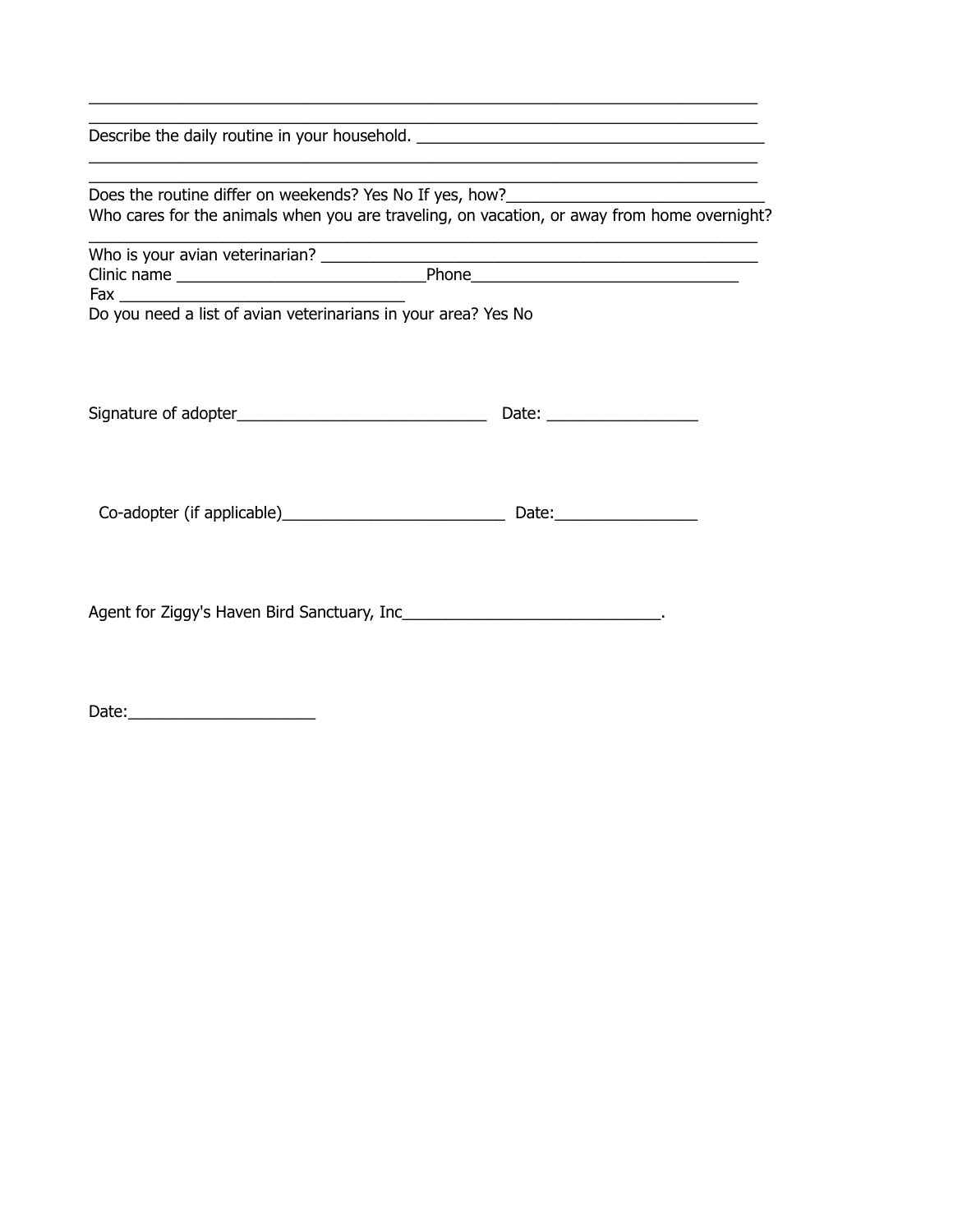________________________________________________________________________________

________________________________________________________________________________

Describe the daily routine in your household. ________________________________________

________________________________________________________________________________

________________________________________________________________________________

Does the routine differ on weekends? Yes No If yes, how?_____________________________

Who cares for the animals when you are traveling, on vacation, or away from home overnight?

________________________________________________________________________________

Who is your avian veterinarian? __________________________________________________

Clinic name ____________________________Phone______________________________

Fax ________________________________

Do you need a list of avian veterinarians in your area? Yes No

Signature of adopter____________________________ Date: ________________

Co-adopter (if applicable)_________________________ Date:________________

Agent for Ziggy's Haven Bird Sanctuary, Inc_____________________________.

Date:_____________________